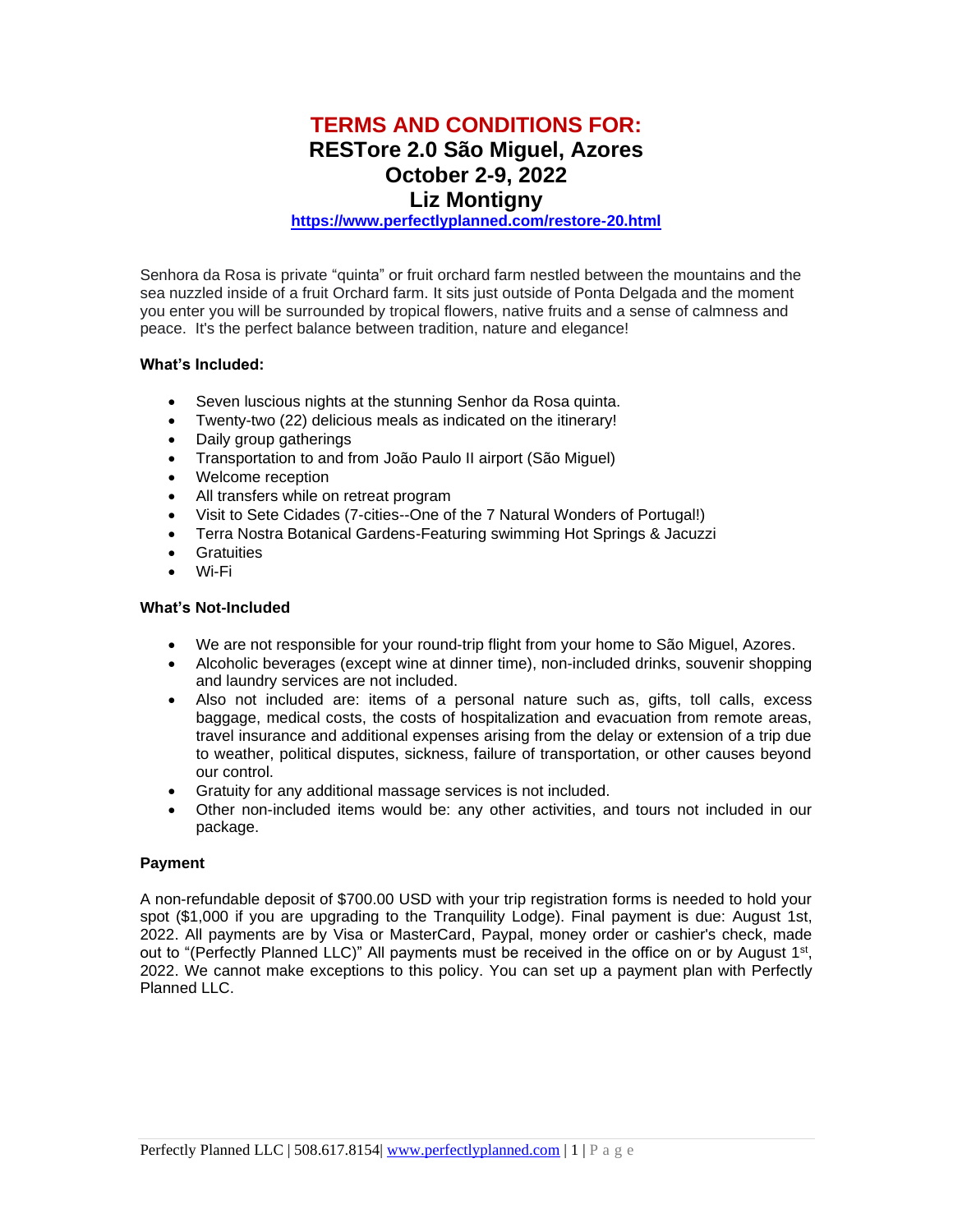# TERMS AND CONDITIONS FOR:
# RESTore 2.0 São Miguel, Azores
# October 2-9, 2022
# Liz Montigny

**https://www.perfectlyplanned.com/restore-20.html**

Senhora da Rosa is private "quinta" or fruit orchard farm nestled between the mountains and the sea nuzzled inside of a fruit Orchard farm. It sits just outside of Ponta Delgada and the moment you enter you will be surrounded by tropical flowers, native fruits and a sense of calmness and peace. It's the perfect balance between tradition, nature and elegance!

**What's Included:**

- Seven luscious nights at the stunning Senhor da Rosa quinta.
- Twenty-two (22) delicious meals as indicated on the itinerary!
- Daily group gatherings
- Transportation to and from João Paulo II airport (São Miguel)
- Welcome reception
- All transfers while on retreat program
- Visit to Sete Cidades (7-cities--One of the 7 Natural Wonders of Portugal!)
- Terra Nostra Botanical Gardens-Featuring swimming Hot Springs & Jacuzzi
- Gratuities
- Wi-Fi

**What's Not-Included**

- We are not responsible for your round-trip flight from your home to São Miguel, Azores.
- Alcoholic beverages (except wine at dinner time), non-included drinks, souvenir shopping and laundry services are not included.
- Also not included are: items of a personal nature such as, gifts, toll calls, excess baggage, medical costs, the costs of hospitalization and evacuation from remote areas, travel insurance and additional expenses arising from the delay or extension of a trip due to weather, political disputes, sickness, failure of transportation, or other causes beyond our control.
- Gratuity for any additional massage services is not included.
- Other non-included items would be: any other activities, and tours not included in our package.

**Payment**

A non-refundable deposit of $700.00 USD with your trip registration forms is needed to hold your spot ($1,000 if you are upgrading to the Tranquility Lodge). Final payment is due: August 1st, 2022. All payments are by Visa or MasterCard, Paypal, money order or cashier's check, made out to "(Perfectly Planned LLC)" All payments must be received in the office on or by August 1st, 2022. We cannot make exceptions to this policy. You can set up a payment plan with Perfectly Planned LLC.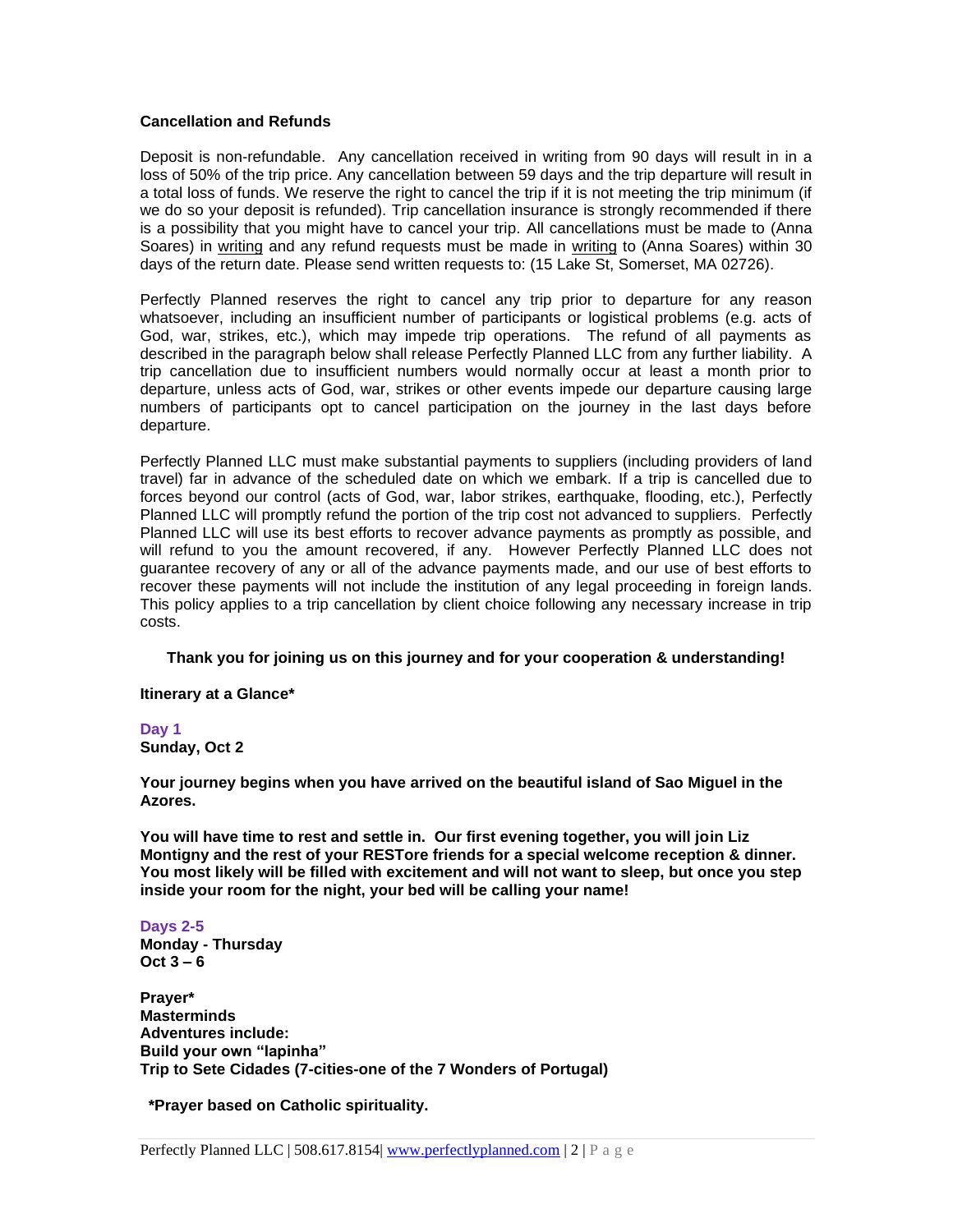**Cancellation and Refunds**

Deposit is non-refundable. Any cancellation received in writing from 90 days will result in in a loss of 50% of the trip price. Any cancellation between 59 days and the trip departure will result in a total loss of funds. We reserve the right to cancel the trip if it is not meeting the trip minimum (if we do so your deposit is refunded). Trip cancellation insurance is strongly recommended if there is a possibility that you might have to cancel your trip. All cancellations must be made to (Anna Soares) in writing and any refund requests must be made in writing to (Anna Soares) within 30 days of the return date. Please send written requests to: (15 Lake St, Somerset, MA 02726).

Perfectly Planned reserves the right to cancel any trip prior to departure for any reason whatsoever, including an insufficient number of participants or logistical problems (e.g. acts of God, war, strikes, etc.), which may impede trip operations. The refund of all payments as described in the paragraph below shall release Perfectly Planned LLC from any further liability. A trip cancellation due to insufficient numbers would normally occur at least a month prior to departure, unless acts of God, war, strikes or other events impede our departure causing large numbers of participants opt to cancel participation on the journey in the last days before departure.

Perfectly Planned LLC must make substantial payments to suppliers (including providers of land travel) far in advance of the scheduled date on which we embark. If a trip is cancelled due to forces beyond our control (acts of God, war, labor strikes, earthquake, flooding, etc.), Perfectly Planned LLC will promptly refund the portion of the trip cost not advanced to suppliers. Perfectly Planned LLC will use its best efforts to recover advance payments as promptly as possible, and will refund to you the amount recovered, if any. However Perfectly Planned LLC does not guarantee recovery of any or all of the advance payments made, and our use of best efforts to recover these payments will not include the institution of any legal proceeding in foreign lands. This policy applies to a trip cancellation by client choice following any necessary increase in trip costs.

**Thank you for joining us on this journey and for your cooperation & understanding!**

**Itinerary at a Glance***

**Day 1**
**Sunday, Oct 2**

**Your journey begins when you have arrived on the beautiful island of Sao Miguel in the Azores.**

**You will have time to rest and settle in. Our first evening together, you will join Liz Montigny and the rest of your RESTore friends for a special welcome reception & dinner. You most likely will be filled with excitement and will not want to sleep, but once you step inside your room for the night, your bed will be calling your name!**

**Days 2-5**
**Monday - Thursday**
**Oct 3 – 6**

**Prayer***
**Masterminds**
**Adventures include:**
**Build your own "lapinha"**
**Trip to Sete Cidades (7-cities-one of the 7 Wonders of Portugal)**

***Prayer based on Catholic spirituality.**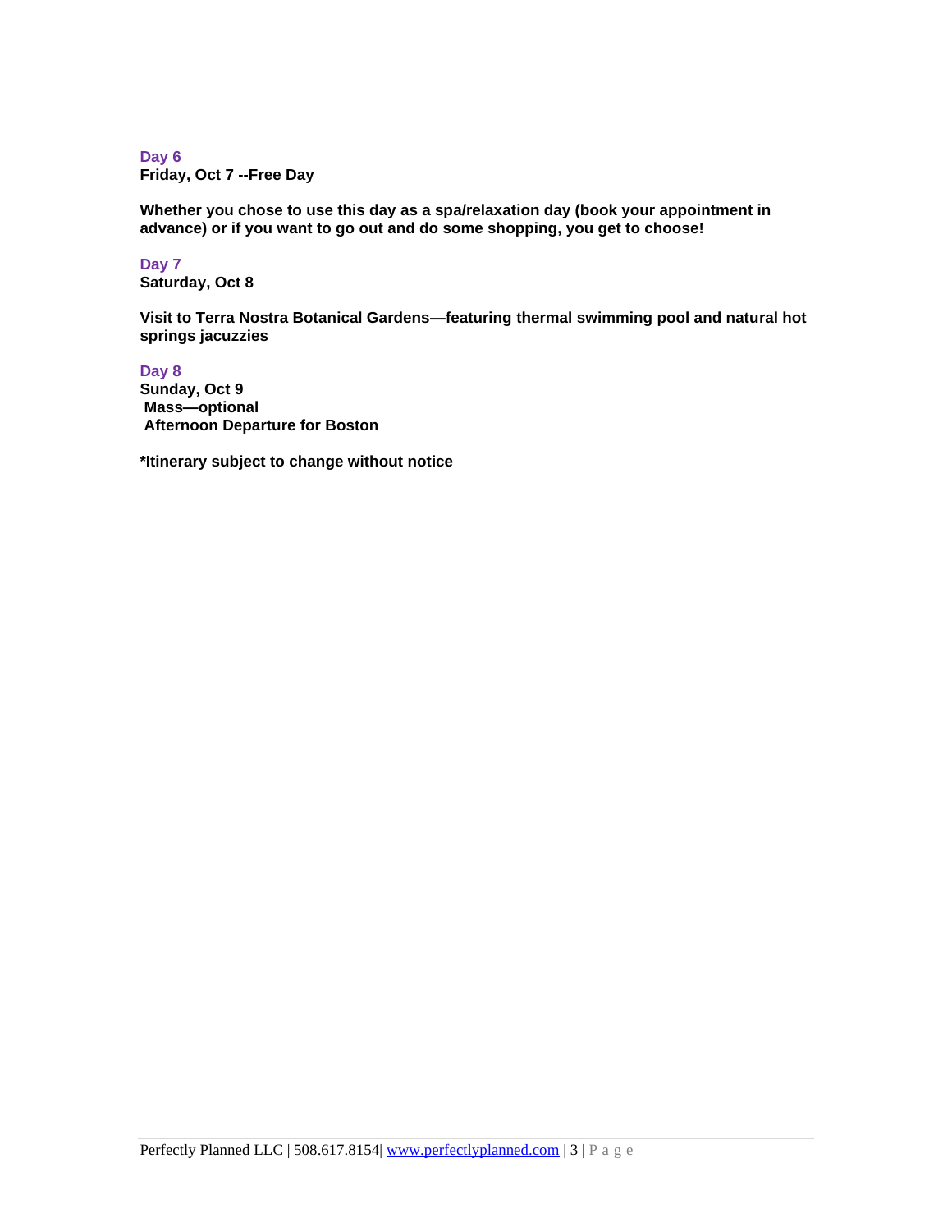**Day 6**
**Friday, Oct 7 --Free Day**

**Whether you chose to use this day as a spa/relaxation day (book your appointment in advance) or if you want to go out and do some shopping, you get to choose!**

**Day 7**
**Saturday, Oct 8**

**Visit to Terra Nostra Botanical Gardens—featuring thermal swimming pool and natural hot springs jacuzzies**

**Day 8**
**Sunday, Oct 9**
**Mass—optional**
**Afternoon Departure for Boston**

***Itinerary subject to change without notice**